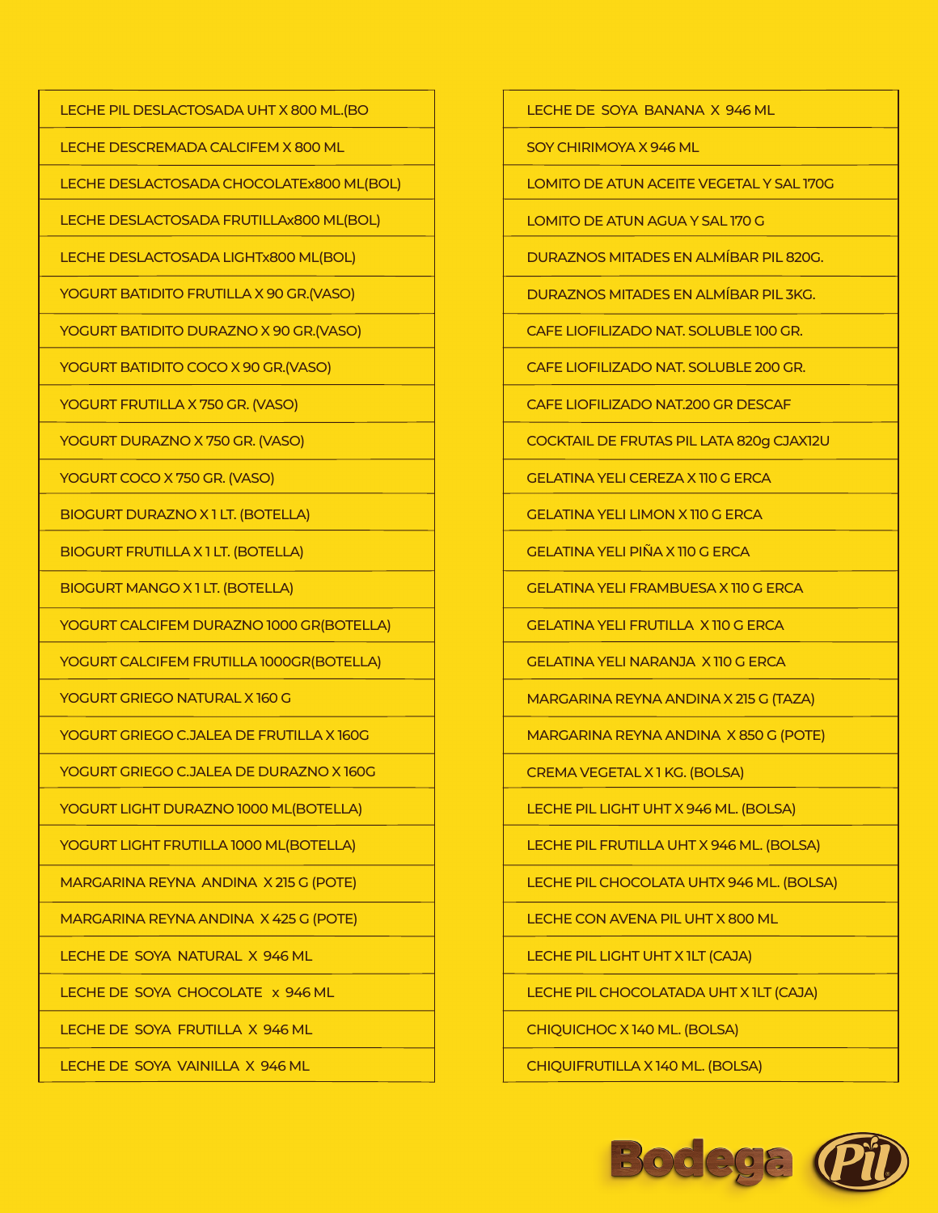| |
|---|
| LECHE PIL DESLACTOSADA UHT X 800 ML.(BO |
| LECHE DESCREMADA CALCIFEM X 800 ML |
| LECHE DESLACTOSADA CHOCOLATEx800 ML(BOL) |
| LECHE DESLACTOSADA FRUTILLAx800 ML(BOL) |
| LECHE DESLACTOSADA LIGHTx800 ML(BOL) |
| YOGURT BATIDITO FRUTILLA X 90 GR.(VASO) |
| YOGURT BATIDITO DURAZNO X 90 GR.(VASO) |
| YOGURT BATIDITO COCO X 90 GR.(VASO) |
| YOGURT FRUTILLA X 750 GR. (VASO) |
| YOGURT DURAZNO X 750 GR. (VASO) |
| YOGURT COCO X 750 GR. (VASO) |
| BIOGURT DURAZNO X 1 LT. (BOTELLA) |
| BIOGURT FRUTILLA X 1 LT. (BOTELLA) |
| BIOGURT MANGO X 1 LT. (BOTELLA) |
| YOGURT CALCIFEM DURAZNO 1000 GR(BOTELLA) |
| YOGURT CALCIFEM FRUTILLA 1000GR(BOTELLA) |
| YOGURT GRIEGO NATURAL X 160 G |
| YOGURT GRIEGO C.JALEA DE FRUTILLA X 160G |
| YOGURT GRIEGO C.JALEA DE DURAZNO X 160G |
| YOGURT LIGHT DURAZNO 1000 ML(BOTELLA) |
| YOGURT LIGHT FRUTILLA 1000 ML(BOTELLA) |
| MARGARINA REYNA ANDINA X 215 G (POTE) |
| MARGARINA REYNA ANDINA X 425 G (POTE) |
| LECHE DE SOYA NATURAL X 946 ML |
| LECHE DE SOYA CHOCOLATE x 946 ML |
| LECHE DE SOYA FRUTILLA X 946 ML |
| LECHE DE SOYA VAINILLA X 946 ML |

| |
|---|
| LECHE DE SOYA BANANA X 946 ML |
| SOY CHIRIMOYA X 946 ML |
| LOMITO DE ATUN ACEITE VEGETAL Y SAL 170G |
| LOMITO DE ATUN AGUA Y SAL 170 G |
| DURAZNOS MITADES EN ALMÍBAR PIL 820G. |
| DURAZNOS MITADES EN ALMÍBAR PIL 3KG. |
| CAFE LIOFILIZADO NAT. SOLUBLE 100 GR. |
| CAFE LIOFILIZADO NAT. SOLUBLE 200 GR. |
| CAFE LIOFILIZADO NAT.200 GR DESCAF |
| COCKTAIL DE FRUTAS PIL LATA 820g CJAX12U |
| GELATINA YELI CEREZA X 110 G ERCA |
| GELATINA YELI LIMON X 110 G ERCA |
| GELATINA YELI PIÑA X 110 G ERCA |
| GELATINA YELI FRAMBUESA X 110 G ERCA |
| GELATINA YELI FRUTILLA X 110 G ERCA |
| GELATINA YELI NARANJA X 110 G ERCA |
| MARGARINA REYNA ANDINA X 215 G (TAZA) |
| MARGARINA REYNA ANDINA X 850 G (POTE) |
| CREMA VEGETAL X 1 KG. (BOLSA) |
| LECHE PIL LIGHT UHT X 946 ML. (BOLSA) |
| LECHE PIL FRUTILLA UHT X 946 ML. (BOLSA) |
| LECHE PIL CHOCOLATA UHTX 946 ML. (BOLSA) |
| LECHE CON AVENA PIL UHT X 800 ML |
| LECHE PIL LIGHT UHT X 1LT (CAJA) |
| LECHE PIL CHOCOLATADA UHT X 1LT (CAJA) |
| CHIQUICHOC X 140 ML. (BOLSA) |
| CHIQUIFRUTILLA X 140 ML. (BOLSA) |

Bodega Pil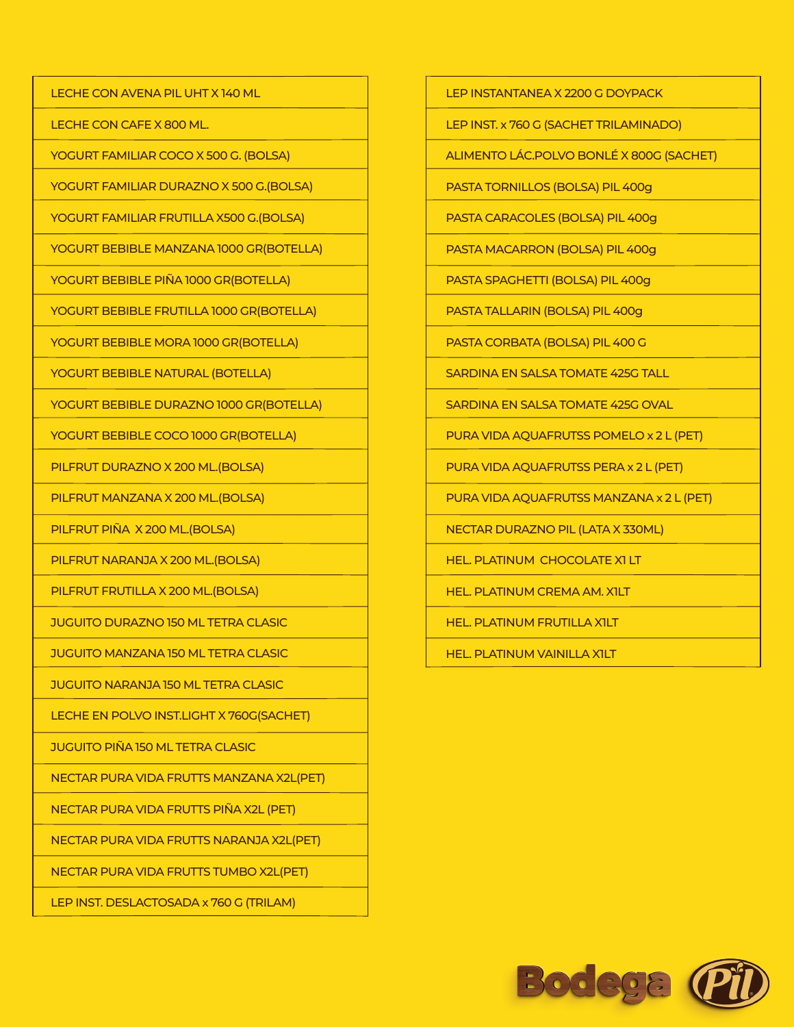| |
|---|
| LECHE CON AVENA PIL UHT X 140 ML |
| LECHE CON CAFE X 800 ML. |
| YOGURT FAMILIAR COCO X 500 G. (BOLSA) |
| YOGURT FAMILIAR DURAZNO X 500 G.(BOLSA) |
| YOGURT FAMILIAR FRUTILLA X500 G.(BOLSA) |
| YOGURT BEBIBLE MANZANA 1000 GR(BOTELLA) |
| YOGURT BEBIBLE PIÑA 1000 GR(BOTELLA) |
| YOGURT BEBIBLE FRUTILLA 1000 GR(BOTELLA) |
| YOGURT BEBIBLE MORA 1000 GR(BOTELLA) |
| YOGURT BEBIBLE NATURAL (BOTELLA) |
| YOGURT BEBIBLE DURAZNO 1000 GR(BOTELLA) |
| YOGURT BEBIBLE COCO 1000 GR(BOTELLA) |
| PILFRUT DURAZNO X 200 ML.(BOLSA) |
| PILFRUT MANZANA X 200 ML.(BOLSA) |
| PILFRUT PIÑA X 200 ML.(BOLSA) |
| PILFRUT NARANJA X 200 ML.(BOLSA) |
| PILFRUT FRUTILLA X 200 ML.(BOLSA) |
| JUGUITO DURAZNO 150 ML TETRA CLASIC |
| JUGUITO MANZANA 150 ML TETRA CLASIC |
| JUGUITO NARANJA 150 ML TETRA CLASIC |
| LECHE EN POLVO INST.LIGHT X 760G(SACHET) |
| JUGUITO PIÑA 150 ML TETRA CLASIC |
| NECTAR PURA VIDA FRUTTS MANZANA X2L(PET) |
| NECTAR PURA VIDA FRUTTS PIÑA X2L (PET) |
| NECTAR PURA VIDA FRUTTS NARANJA X2L(PET) |
| NECTAR PURA VIDA FRUTTS TUMBO X2L(PET) |
| LEP INST. DESLACTOSADA x 760 G (TRILAM) |

| |
|---|
| LEP INSTANTANEA X 2200 G DOYPACK |
| LEP INST. x 760 G (SACHET TRILAMINADO) |
| ALIMENTO LÁC.POLVO BONLÉ X 800G (SACHET) |
| PASTA TORNILLOS (BOLSA) PIL 400g |
| PASTA CARACOLES (BOLSA) PIL 400g |
| PASTA MACARRON (BOLSA) PIL 400g |
| PASTA SPAGHETTI (BOLSA) PIL 400g |
| PASTA TALLARIN (BOLSA) PIL 400g |
| PASTA CORBATA (BOLSA) PIL 400 G |
| SARDINA EN SALSA TOMATE 425G TALL |
| SARDINA EN SALSA TOMATE 425G OVAL |
| PURA VIDA AQUAFRUTSS POMELO x 2 L (PET) |
| PURA VIDA AQUAFRUTSS PERA x 2 L (PET) |
| PURA VIDA AQUAFRUTSS MANZANA x 2 L (PET) |
| NECTAR DURAZNO PIL (LATA X 330ML) |
| HEL. PLATINUM CHOCOLATE X1 LT |
| HEL. PLATINUM CREMA AM. X1LT |
| HEL. PLATINUM FRUTILLA X1LT |
| HEL. PLATINUM VAINILLA X1LT |

Bodega Pil